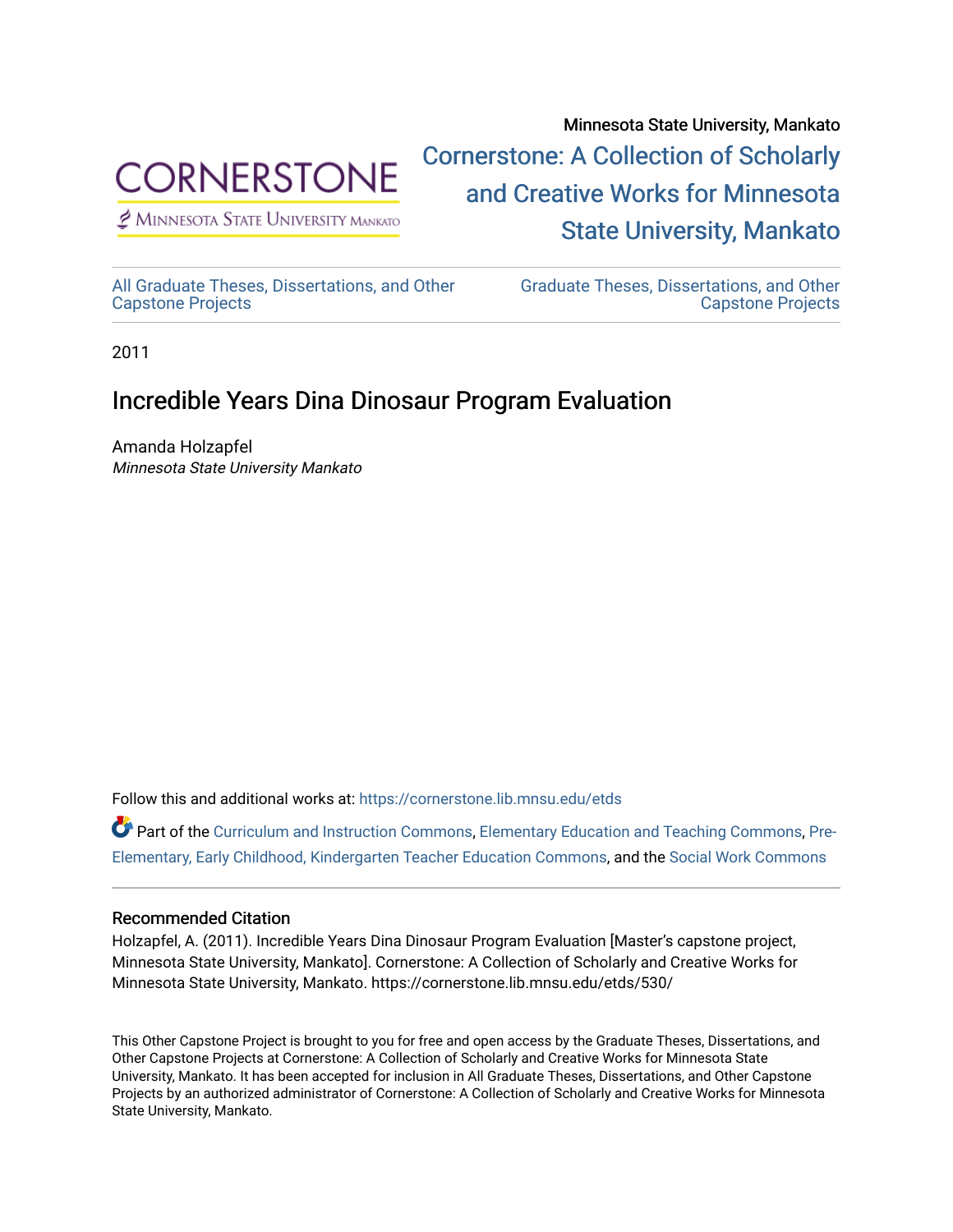Minnesota State University, Mankato

Cornerstone: A Collection of Scholarly and Creative Works for Minnesota State University, Mankato

All Graduate Theses, Dissertations, and Other Capstone Projects

Graduate Theses, Dissertations, and Other Capstone Projects

2011

# Incredible Years Dina Dinosaur Program Evaluation

Amanda Holzapfel
*Minnesota State University Mankato*

Follow this and additional works at: https://cornerstone.lib.mnsu.edu/etds

Part of the Curriculum and Instruction Commons, Elementary Education and Teaching Commons, Pre-Elementary, Early Childhood, Kindergarten Teacher Education Commons, and the Social Work Commons

### Recommended Citation

Holzapfel, A. (2011). Incredible Years Dina Dinosaur Program Evaluation [Master's capstone project, Minnesota State University, Mankato]. Cornerstone: A Collection of Scholarly and Creative Works for Minnesota State University, Mankato. https://cornerstone.lib.mnsu.edu/etds/530/

This Other Capstone Project is brought to you for free and open access by the Graduate Theses, Dissertations, and Other Capstone Projects at Cornerstone: A Collection of Scholarly and Creative Works for Minnesota State University, Mankato. It has been accepted for inclusion in All Graduate Theses, Dissertations, and Other Capstone Projects by an authorized administrator of Cornerstone: A Collection of Scholarly and Creative Works for Minnesota State University, Mankato.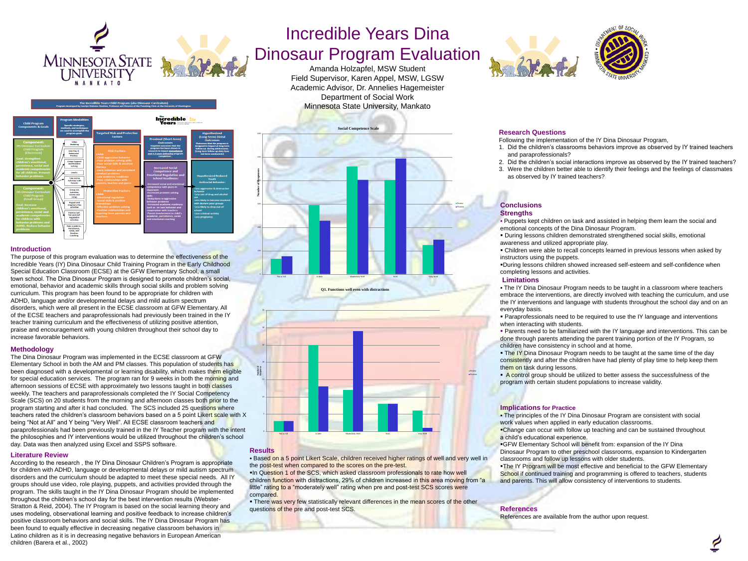# Incredible Years Dina Dinosaur Program Evaluation

Amanda Holzapfel, MSW Student
Field Supervisor, Karen Appel, MSW, LGSW
Academic Advisor, Dr. Annelies Hagemeister
Department of Social Work
Minnesota State University, Mankato

**The Incredible Years Child Program (aka Dinosaur Curriculum)**
Program developed by Carolyn Webster-Stratton, Professor and Director of the Parenting Clinic at the University of Washington.

Child Program Components & Goals

Component: IYS Dinosaur Curriculum Child Program (Classroom)

Goal: Strengthen children's emotional, persistence, social and academic competencies for all children. Prevent behavior problems.

Component: IYS Dinosaur Curriculum Child Program (Small Group)

Goal: Increase children's emotional, persistence, social and academic competencies for children with behavior problems and ADHD. Reduce behavior problems.

Program Modalities

Specific strategies, methods, and techniques are used to accomplish the program goals.

Video Modeling

Role Play & Behavioral Practice

Group Support and Problem Solving

Snacks

Take Home Activities with Parents

Group Art, Activities, Games and Songs

Puppet and Imaginary Play Activities

Positive Self-Talk and Self-Regulation Activities

Peer (Academic, Persistence, Social, and Emotion) Coaching

Targeted Risk and Protective Factors

Risk Factors:
Child:
-Child aggressive behavior
-Poor problem solving skills
-Poor social skills & emotion literacy
-Early initiation and persistent conduct problems
-Low academic readiness
-Poor relationships with parents, teachers and peers

Protective Factors:
Child:
-Emotional regulation
-Social skills & positive friendships
-Effective problem solving
-Positive relationships and teaching from parents and teachers

Proximal (Short-term) Outcomes
Targeted outcomes that the program has been shown in research to impact immediately and 1-2 years following program completion.

Increased Social Competence and Emotional Regulation and School Readiness:
-Increased social and emotional competence with peers in classroom
-Increased problem solving skills
-Reductions in aggressive behavior problems
-Increased academic readiness such as on task behavior and cooperation with teachers
-Parent involvement in child's academic, persistence, social and emotional coaching

Hypothesized (Long-term) Distal Outcomes
Outcomes that the program is designed to impact at long term follow-up during adolescence. (Long-term follow-up data have not been conducted.)

Hypothesized Reduced Youth Antisocial Behavior:
-Less aggressive & destructive behavior
-Less use of drug and alcohol use
-Less likely to become involved with deviant peer groups
-Less likely to drop out of school
-Less criminal activity
-Less pregnancy

## Introduction

The purpose of this program evaluation was to determine the effectiveness of the Incredible Years (IY) Dina Dinosaur Child Training Program in the Early Childhood Special Education Classroom (ECSE) at the GFW Elementary School, a small town school. The Dina Dinosaur Program is designed to promote children's social, emotional, behavior and academic skills through social skills and problem solving curriculum. This program has been found to be appropriate for children with ADHD, language and/or developmental delays and mild autism spectrum disorders, which were all present in the ECSE classroom at GFW Elementary. All of the ECSE teachers and paraprofessionals had previously been trained in the IY teacher training curriculum and the effectiveness of utilizing positive attention, praise and encouragement with young children throughout their school day to increase favorable behaviors.

## Methodology

The Dina Dinosaur Program was implemented in the ECSE classroom at GFW Elementary School in both the AM and PM classes. This population of students has been diagnosed with a developmental or learning disability, which makes them eligible for special education services. The program ran for 9 weeks in both the morning and afternoon sessions of ECSE with approximately two lessons taught in both classes weekly. The teachers and paraprofessionals completed the IY Social Competency Scale (SCS) on 20 students from the morning and afternoon classes both prior to the program starting and after it had concluded. The SCS included 25 questions where teachers rated the children's classroom behaviors based on a 5 point Likert scale with X being "Not at All" and Y being "Very Well". All ECSE classroom teachers and paraprofessionals had been previously trained in the IY Teacher program with the intent the philosophies and IY interventions would be utilized throughout the children's school day. Data was then analyzed using Excel and SSPS software.

## Literature Review

According to the research , the IY Dina Dinosaur Children's Program is appropriate for children with ADHD, language or developmental delays or mild autism spectrum disorders and the curriculum should be adapted to meet these special needs. All IY groups should use video, role playing, puppets, and activities provided through the program. The skills taught in the IY Dina Dinosaur Program should be implemented throughout the children's school day for the best intervention results (Webster-Stratton & Reid, 2004). The IY Program is based on the social learning theory and uses modeling, observational learning and positive feedback to increase children's positive classroom behaviors and social skills. The IY Dina Dinosaur Program has been found to equally effective in decreasing negative classroom behaviors in Latino children as it is in decreasing negative behaviors in European American children (Barera et al., 2002)

Social Competence Scale

Number of Responses

0
100
200
300
400
500
600

Not at All
A little
Moderately Well
Well
Very Well

Pretest
Posttest

Q1. Functions well even with distractions

Number of Responses

0
5
10
15
20
25
30
35

Not at All
A little
Moderately Well
Well
Very Well

Pretest
Posttest

## Results

- Based on a 5 point Likert Scale, children received higher ratings of well and very well in the post-test when compared to the scores on the pre-test.
- In Question 1 of the SCS, which asked classroom professionals to rate how well children function with distractions, 29% of children increased in this area moving from "a little" rating to a "moderately well" rating when pre and post-test SCS scores were compared.
- There was very few statistically relevant differences in the mean scores of the other questions of the pre and post-test SCS.

## Research Questions

Following the implementation of the IY Dina Dinosaur Program,

1. Did the children's classrooms behaviors improve as observed by IY trained teachers and paraprofessionals?
2. Did the children's social interactions improve as observed by the IY trained teachers?
3. Were the children better able to identify their feelings and the feelings of classmates as observed by IY trained teachers?

## Conclusions

### Strengths

- Puppets kept children on task and assisted in helping them learn the social and emotional concepts of the Dina Dinosaur Program.
- During lessons children demonstrated strengthened social skills, emotional awareness and utilized appropriate play.
- Children were able to recall concepts learned in previous lessons when asked by instructors using the puppets.
- During lessons children showed increased self-esteem and self-confidence when completing lessons and activities.

### Limitations

- The IY Dina Dinosaur Program needs to be taught in a classroom where teachers embrace the interventions, are directly involved with teaching the curriculum, and use the IY interventions and language with students throughout the school day and on an everyday basis.
- Paraprofessionals need to be required to use the IY language and interventions when interacting with students.
- Parents need to be familiarized with the IY language and interventions. This can be done through parents attending the parent training portion of the IY Program, so children have consistency in school and at home.
- The IY Dina Dinosaur Program needs to be taught at the same time of the day consistently and after the children have had plenty of play time to help keep them them on task during lessons.
- A control group should be utilized to better assess the successfulness of the program with certain student populations to increase validity.

## Implications for Practice

- The principles of the IY Dina Dinosaur Program are consistent with social work values when applied in early education classrooms.
- Change can occur with follow up teaching and can be sustained throughout a child's educational experience.
- GFW Elementary School will benefit from: expansion of the IY Dina Dinosaur Program to other preschool classrooms, expansion to Kindergarten classrooms and follow up lessons with older students.
- The IY Program will be most effective and beneficial to the GFW Elementary School if continued training and programming is offered to teachers, students and parents. This will allow consistency of interventions to students.

## References

References are available from the author upon request.